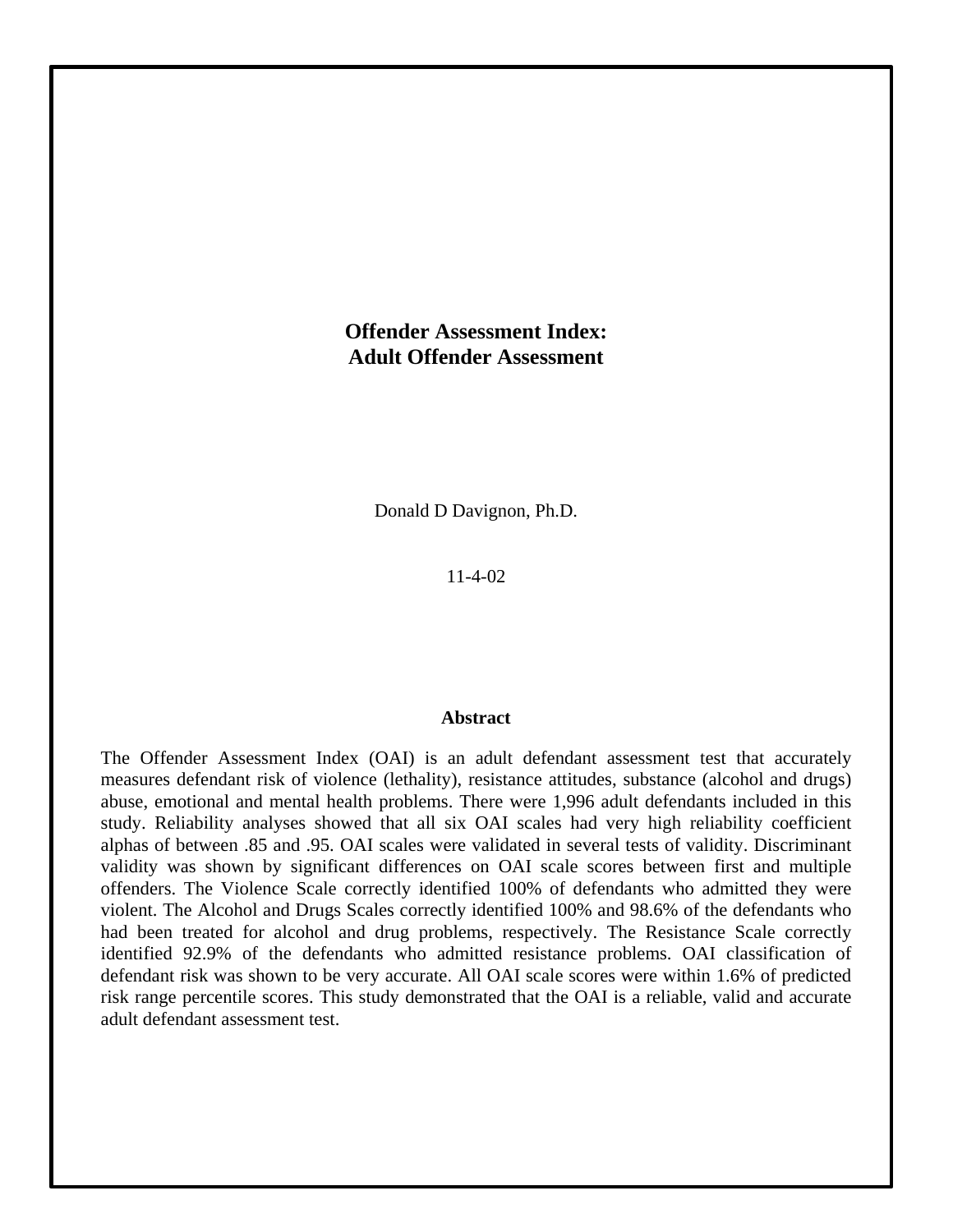# Offender Assessment Index: Adult Offender Assessment

Donald D Davignon, Ph.D.

11-4-02

## Abstract

The Offender Assessment Index (OAI) is an adult defendant assessment test that accurately measures defendant risk of violence (lethality), resistance attitudes, substance (alcohol and drugs) abuse, emotional and mental health problems. There were 1,996 adult defendants included in this study. Reliability analyses showed that all six OAI scales had very high reliability coefficient alphas of between .85 and .95. OAI scales were validated in several tests of validity. Discriminant validity was shown by significant differences on OAI scale scores between first and multiple offenders. The Violence Scale correctly identified 100% of defendants who admitted they were violent. The Alcohol and Drugs Scales correctly identified 100% and 98.6% of the defendants who had been treated for alcohol and drug problems, respectively. The Resistance Scale correctly identified 92.9% of the defendants who admitted resistance problems. OAI classification of defendant risk was shown to be very accurate. All OAI scale scores were within 1.6% of predicted risk range percentile scores. This study demonstrated that the OAI is a reliable, valid and accurate adult defendant assessment test.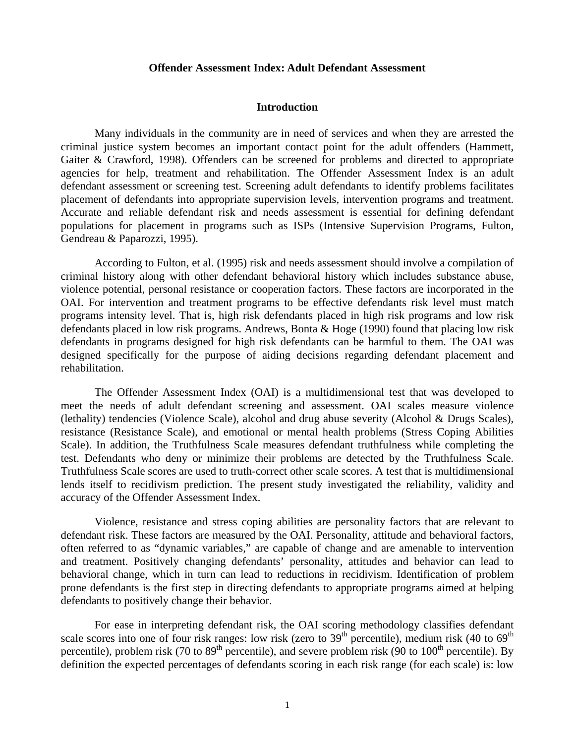**Offender Assessment Index: Adult Defendant Assessment**

## Introduction

Many individuals in the community are in need of services and when they are arrested the criminal justice system becomes an important contact point for the adult offenders (Hammett, Gaiter & Crawford, 1998). Offenders can be screened for problems and directed to appropriate agencies for help, treatment and rehabilitation. The Offender Assessment Index is an adult defendant assessment or screening test. Screening adult defendants to identify problems facilitates placement of defendants into appropriate supervision levels, intervention programs and treatment. Accurate and reliable defendant risk and needs assessment is essential for defining defendant populations for placement in programs such as ISPs (Intensive Supervision Programs, Fulton, Gendreau & Paparozzi, 1995).

According to Fulton, et al. (1995) risk and needs assessment should involve a compilation of criminal history along with other defendant behavioral history which includes substance abuse, violence potential, personal resistance or cooperation factors. These factors are incorporated in the OAI. For intervention and treatment programs to be effective defendants risk level must match programs intensity level. That is, high risk defendants placed in high risk programs and low risk defendants placed in low risk programs. Andrews, Bonta & Hoge (1990) found that placing low risk defendants in programs designed for high risk defendants can be harmful to them. The OAI was designed specifically for the purpose of aiding decisions regarding defendant placement and rehabilitation.

The Offender Assessment Index (OAI) is a multidimensional test that was developed to meet the needs of adult defendant screening and assessment. OAI scales measure violence (lethality) tendencies (Violence Scale), alcohol and drug abuse severity (Alcohol & Drugs Scales), resistance (Resistance Scale), and emotional or mental health problems (Stress Coping Abilities Scale). In addition, the Truthfulness Scale measures defendant truthfulness while completing the test. Defendants who deny or minimize their problems are detected by the Truthfulness Scale. Truthfulness Scale scores are used to truth-correct other scale scores. A test that is multidimensional lends itself to recidivism prediction. The present study investigated the reliability, validity and accuracy of the Offender Assessment Index.

Violence, resistance and stress coping abilities are personality factors that are relevant to defendant risk. These factors are measured by the OAI. Personality, attitude and behavioral factors, often referred to as "dynamic variables," are capable of change and are amenable to intervention and treatment. Positively changing defendants' personality, attitudes and behavior can lead to behavioral change, which in turn can lead to reductions in recidivism. Identification of problem prone defendants is the first step in directing defendants to appropriate programs aimed at helping defendants to positively change their behavior.

For ease in interpreting defendant risk, the OAI scoring methodology classifies defendant scale scores into one of four risk ranges: low risk (zero to 39th percentile), medium risk (40 to 69th percentile), problem risk (70 to 89th percentile), and severe problem risk (90 to 100th percentile). By definition the expected percentages of defendants scoring in each risk range (for each scale) is: low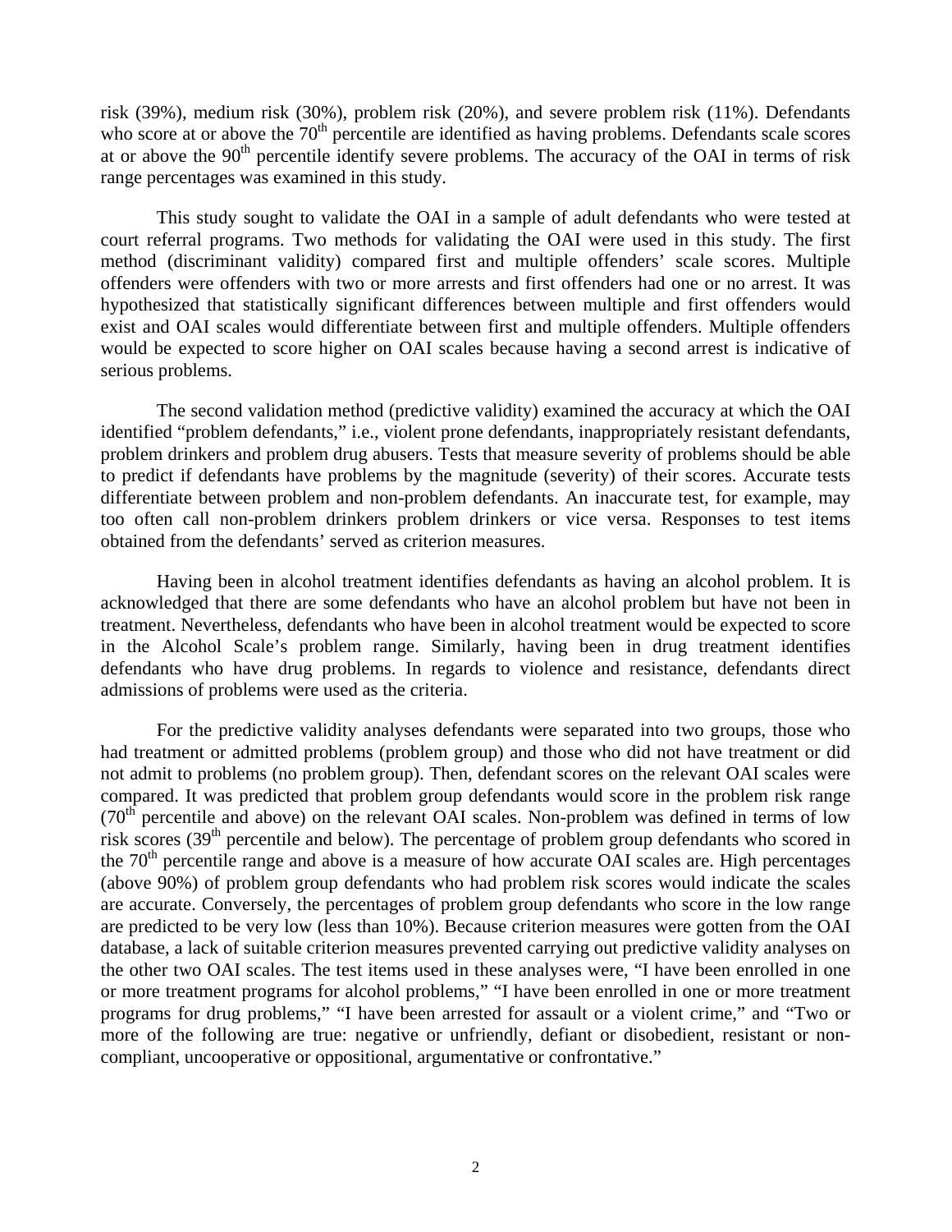risk (39%), medium risk (30%), problem risk (20%), and severe problem risk (11%). Defendants who score at or above the $70^{th}$ percentile are identified as having problems. Defendants scale scores at or above the $90^{th}$ percentile identify severe problems. The accuracy of the OAI in terms of risk range percentages was examined in this study.

This study sought to validate the OAI in a sample of adult defendants who were tested at court referral programs. Two methods for validating the OAI were used in this study. The first method (discriminant validity) compared first and multiple offenders' scale scores. Multiple offenders were offenders with two or more arrests and first offenders had one or no arrest. It was hypothesized that statistically significant differences between multiple and first offenders would exist and OAI scales would differentiate between first and multiple offenders. Multiple offenders would be expected to score higher on OAI scales because having a second arrest is indicative of serious problems.

The second validation method (predictive validity) examined the accuracy at which the OAI identified "problem defendants," i.e., violent prone defendants, inappropriately resistant defendants, problem drinkers and problem drug abusers. Tests that measure severity of problems should be able to predict if defendants have problems by the magnitude (severity) of their scores. Accurate tests differentiate between problem and non-problem defendants. An inaccurate test, for example, may too often call non-problem drinkers problem drinkers or vice versa. Responses to test items obtained from the defendants' served as criterion measures.

Having been in alcohol treatment identifies defendants as having an alcohol problem. It is acknowledged that there are some defendants who have an alcohol problem but have not been in treatment. Nevertheless, defendants who have been in alcohol treatment would be expected to score in the Alcohol Scale's problem range. Similarly, having been in drug treatment identifies defendants who have drug problems. In regards to violence and resistance, defendants direct admissions of problems were used as the criteria.

For the predictive validity analyses defendants were separated into two groups, those who had treatment or admitted problems (problem group) and those who did not have treatment or did not admit to problems (no problem group). Then, defendant scores on the relevant OAI scales were compared. It was predicted that problem group defendants would score in the problem risk range ($70^{th}$ percentile and above) on the relevant OAI scales. Non-problem was defined in terms of low risk scores ($39^{th}$ percentile and below). The percentage of problem group defendants who scored in the $70^{th}$ percentile range and above is a measure of how accurate OAI scales are. High percentages (above 90%) of problem group defendants who had problem risk scores would indicate the scales are accurate. Conversely, the percentages of problem group defendants who score in the low range are predicted to be very low (less than 10%). Because criterion measures were gotten from the OAI database, a lack of suitable criterion measures prevented carrying out predictive validity analyses on the other two OAI scales. The test items used in these analyses were, "I have been enrolled in one or more treatment programs for alcohol problems," "I have been enrolled in one or more treatment programs for drug problems," "I have been arrested for assault or a violent crime," and "Two or more of the following are true: negative or unfriendly, defiant or disobedient, resistant or non-compliant, uncooperative or oppositional, argumentative or confrontative."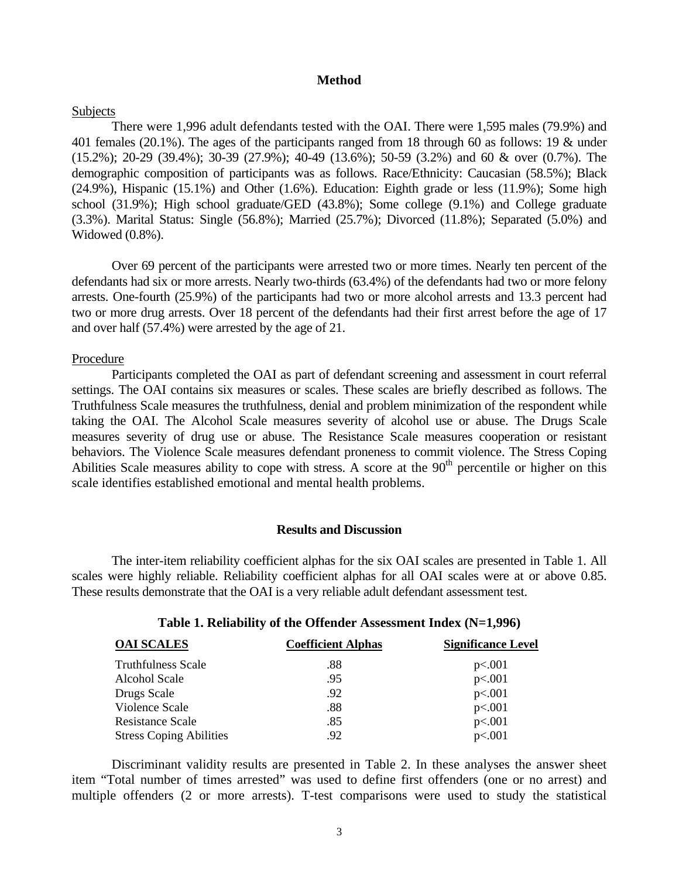## Method

Subjects

There were 1,996 adult defendants tested with the OAI. There were 1,595 males (79.9%) and 401 females (20.1%). The ages of the participants ranged from 18 through 60 as follows: 19 & under (15.2%); 20-29 (39.4%); 30-39 (27.9%); 40-49 (13.6%); 50-59 (3.2%) and 60 & over (0.7%). The demographic composition of participants was as follows. Race/Ethnicity: Caucasian (58.5%); Black (24.9%), Hispanic (15.1%) and Other (1.6%). Education: Eighth grade or less (11.9%); Some high school (31.9%); High school graduate/GED (43.8%); Some college (9.1%) and College graduate (3.3%). Marital Status: Single (56.8%); Married (25.7%); Divorced (11.8%); Separated (5.0%) and Widowed (0.8%).

Over 69 percent of the participants were arrested two or more times. Nearly ten percent of the defendants had six or more arrests. Nearly two-thirds (63.4%) of the defendants had two or more felony arrests. One-fourth (25.9%) of the participants had two or more alcohol arrests and 13.3 percent had two or more drug arrests. Over 18 percent of the defendants had their first arrest before the age of 17 and over half (57.4%) were arrested by the age of 21.

Procedure

Participants completed the OAI as part of defendant screening and assessment in court referral settings. The OAI contains six measures or scales. These scales are briefly described as follows. The Truthfulness Scale measures the truthfulness, denial and problem minimization of the respondent while taking the OAI. The Alcohol Scale measures severity of alcohol use or abuse. The Drugs Scale measures severity of drug use or abuse. The Resistance Scale measures cooperation or resistant behaviors. The Violence Scale measures defendant proneness to commit violence. The Stress Coping Abilities Scale measures ability to cope with stress. A score at the 90th percentile or higher on this scale identifies established emotional and mental health problems.

## Results and Discussion

The inter-item reliability coefficient alphas for the six OAI scales are presented in Table 1. All scales were highly reliable. Reliability coefficient alphas for all OAI scales were at or above 0.85. These results demonstrate that the OAI is a very reliable adult defendant assessment test.

**Table 1. Reliability of the Offender Assessment Index (N=1,996)**

| OAI SCALES | Coefficient Alphas | Significance Level |
|---|---|---|
| Truthfulness Scale | .88 | p<.001 |
| Alcohol Scale | .95 | p<.001 |
| Drugs Scale | .92 | p<.001 |
| Violence Scale | .88 | p<.001 |
| Resistance Scale | .85 | p<.001 |
| Stress Coping Abilities | .92 | p<.001 |

Discriminant validity results are presented in Table 2. In these analyses the answer sheet item "Total number of times arrested" was used to define first offenders (one or no arrest) and multiple offenders (2 or more arrests). T-test comparisons were used to study the statistical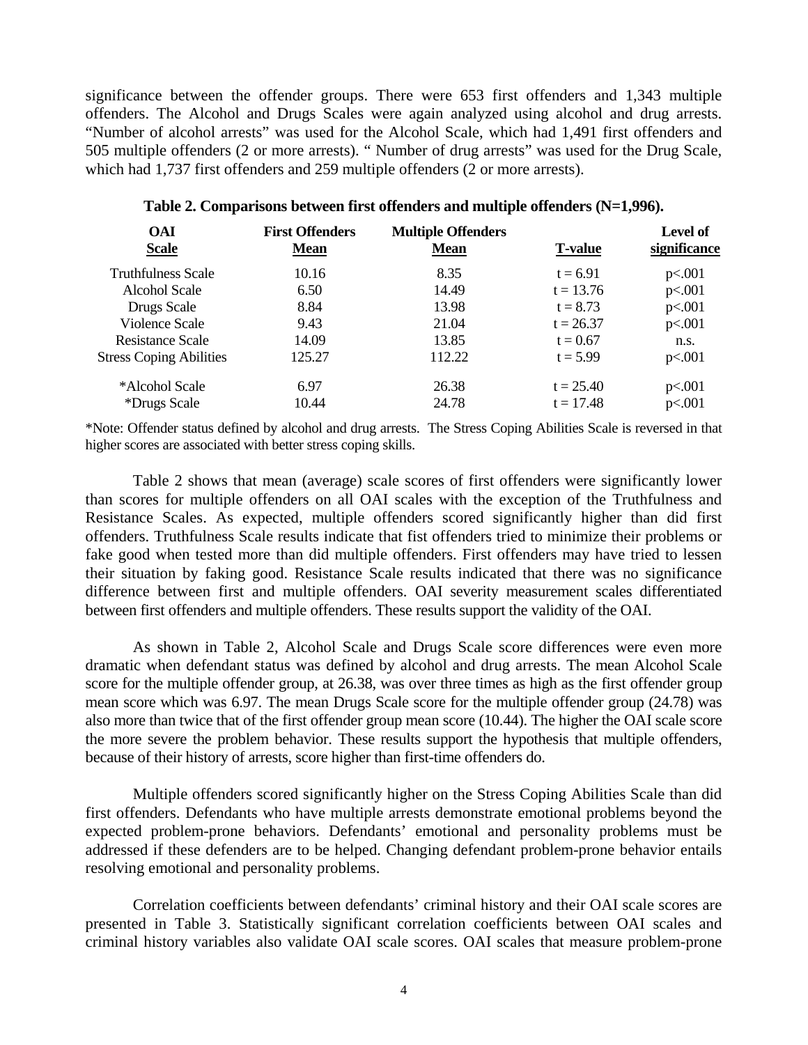significance between the offender groups. There were 653 first offenders and 1,343 multiple offenders. The Alcohol and Drugs Scales were again analyzed using alcohol and drug arrests. "Number of alcohol arrests" was used for the Alcohol Scale, which had 1,491 first offenders and 505 multiple offenders (2 or more arrests). " Number of drug arrests" was used for the Drug Scale, which had 1,737 first offenders and 259 multiple offenders (2 or more arrests).

**Table 2. Comparisons between first offenders and multiple offenders (N=1,996).**

| OAI Scale | First Offenders Mean | Multiple Offenders Mean | T-value | Level of significance |
|---|---|---|---|---|
| Truthfulness Scale | 10.16 | 8.35 | t = 6.91 | p<.001 |
| Alcohol Scale | 6.50 | 14.49 | t = 13.76 | p<.001 |
| Drugs Scale | 8.84 | 13.98 | t = 8.73 | p<.001 |
| Violence Scale | 9.43 | 21.04 | t = 26.37 | p<.001 |
| Resistance Scale | 14.09 | 13.85 | t = 0.67 | n.s. |
| Stress Coping Abilities | 125.27 | 112.22 | t = 5.99 | p<.001 |
| *Alcohol Scale | 6.97 | 26.38 | t = 25.40 | p<.001 |
| *Drugs Scale | 10.44 | 24.78 | t = 17.48 | p<.001 |

*Note: Offender status defined by alcohol and drug arrests. The Stress Coping Abilities Scale is reversed in that higher scores are associated with better stress coping skills.

Table 2 shows that mean (average) scale scores of first offenders were significantly lower than scores for multiple offenders on all OAI scales with the exception of the Truthfulness and Resistance Scales. As expected, multiple offenders scored significantly higher than did first offenders. Truthfulness Scale results indicate that fist offenders tried to minimize their problems or fake good when tested more than did multiple offenders. First offenders may have tried to lessen their situation by faking good. Resistance Scale results indicated that there was no significance difference between first and multiple offenders. OAI severity measurement scales differentiated between first offenders and multiple offenders. These results support the validity of the OAI.

As shown in Table 2, Alcohol Scale and Drugs Scale score differences were even more dramatic when defendant status was defined by alcohol and drug arrests. The mean Alcohol Scale score for the multiple offender group, at 26.38, was over three times as high as the first offender group mean score which was 6.97. The mean Drugs Scale score for the multiple offender group (24.78) was also more than twice that of the first offender group mean score (10.44). The higher the OAI scale score the more severe the problem behavior. These results support the hypothesis that multiple offenders, because of their history of arrests, score higher than first-time offenders do.

Multiple offenders scored significantly higher on the Stress Coping Abilities Scale than did first offenders. Defendants who have multiple arrests demonstrate emotional problems beyond the expected problem-prone behaviors. Defendants' emotional and personality problems must be addressed if these defenders are to be helped. Changing defendant problem-prone behavior entails resolving emotional and personality problems.

Correlation coefficients between defendants' criminal history and their OAI scale scores are presented in Table 3. Statistically significant correlation coefficients between OAI scales and criminal history variables also validate OAI scale scores. OAI scales that measure problem-prone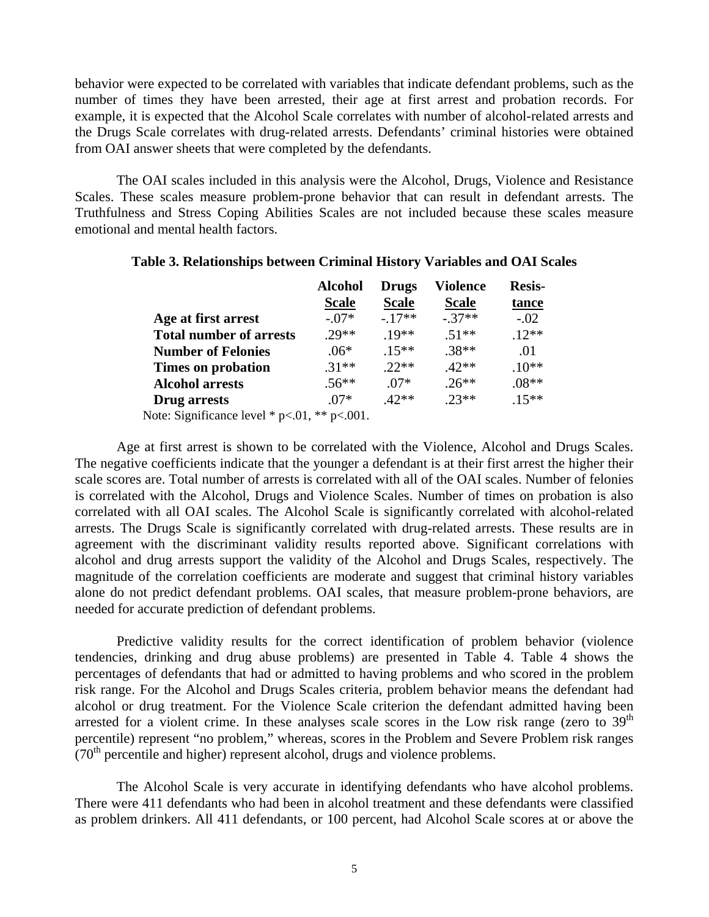behavior were expected to be correlated with variables that indicate defendant problems, such as the number of times they have been arrested, their age at first arrest and probation records. For example, it is expected that the Alcohol Scale correlates with number of alcohol-related arrests and the Drugs Scale correlates with drug-related arrests. Defendants' criminal histories were obtained from OAI answer sheets that were completed by the defendants.

The OAI scales included in this analysis were the Alcohol, Drugs, Violence and Resistance Scales. These scales measure problem-prone behavior that can result in defendant arrests. The Truthfulness and Stress Coping Abilities Scales are not included because these scales measure emotional and mental health factors.

**Table 3. Relationships between Criminal History Variables and OAI Scales**

| | Alcohol Scale | Drugs Scale | Violence Scale | Resistance |
|---|---|---|---|---|
| **Age at first arrest** | -.07* | -.17** | -.37** | -.02 |
| **Total number of arrests** | .29** | .19** | .51** | .12** |
| **Number of Felonies** | .06* | .15** | .38** | .01 |
| **Times on probation** | .31** | .22** | .42** | .10** |
| **Alcohol arrests** | .56** | .07* | .26** | .08** |
| **Drug arrests** | .07* | .42** | .23** | .15** |

Note: Significance level * $p<.01$, ** $p<.001$.

Age at first arrest is shown to be correlated with the Violence, Alcohol and Drugs Scales. The negative coefficients indicate that the younger a defendant is at their first arrest the higher their scale scores are. Total number of arrests is correlated with all of the OAI scales. Number of felonies is correlated with the Alcohol, Drugs and Violence Scales. Number of times on probation is also correlated with all OAI scales. The Alcohol Scale is significantly correlated with alcohol-related arrests. The Drugs Scale is significantly correlated with drug-related arrests. These results are in agreement with the discriminant validity results reported above. Significant correlations with alcohol and drug arrests support the validity of the Alcohol and Drugs Scales, respectively. The magnitude of the correlation coefficients are moderate and suggest that criminal history variables alone do not predict defendant problems. OAI scales, that measure problem-prone behaviors, are needed for accurate prediction of defendant problems.

Predictive validity results for the correct identification of problem behavior (violence tendencies, drinking and drug abuse problems) are presented in Table 4. Table 4 shows the percentages of defendants that had or admitted to having problems and who scored in the problem risk range. For the Alcohol and Drugs Scales criteria, problem behavior means the defendant had alcohol or drug treatment. For the Violence Scale criterion the defendant admitted having been arrested for a violent crime. In these analyses scale scores in the Low risk range (zero to 39th percentile) represent "no problem," whereas, scores in the Problem and Severe Problem risk ranges (70th percentile and higher) represent alcohol, drugs and violence problems.

The Alcohol Scale is very accurate in identifying defendants who have alcohol problems. There were 411 defendants who had been in alcohol treatment and these defendants were classified as problem drinkers. All 411 defendants, or 100 percent, had Alcohol Scale scores at or above the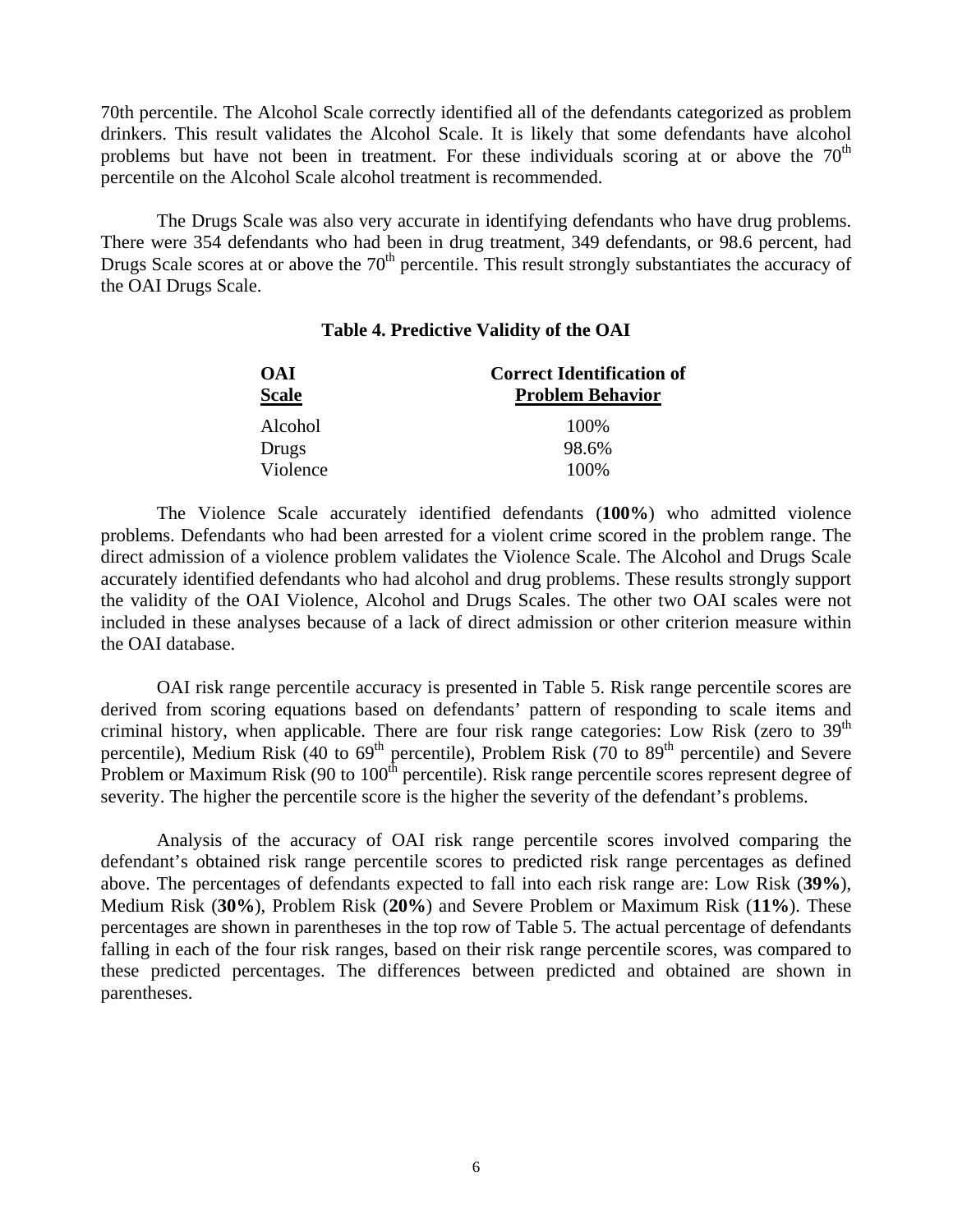70th percentile. The Alcohol Scale correctly identified all of the defendants categorized as problem drinkers. This result validates the Alcohol Scale. It is likely that some defendants have alcohol problems but have not been in treatment. For these individuals scoring at or above the 70th percentile on the Alcohol Scale alcohol treatment is recommended.

The Drugs Scale was also very accurate in identifying defendants who have drug problems. There were 354 defendants who had been in drug treatment, 349 defendants, or 98.6 percent, had Drugs Scale scores at or above the 70th percentile. This result strongly substantiates the accuracy of the OAI Drugs Scale.

**Table 4. Predictive Validity of the OAI**

| OAI Scale | Correct Identification of Problem Behavior |
|---|---|
| Alcohol | 100% |
| Drugs | 98.6% |
| Violence | 100% |

The Violence Scale accurately identified defendants (**100%**) who admitted violence problems. Defendants who had been arrested for a violent crime scored in the problem range. The direct admission of a violence problem validates the Violence Scale. The Alcohol and Drugs Scale accurately identified defendants who had alcohol and drug problems. These results strongly support the validity of the OAI Violence, Alcohol and Drugs Scales. The other two OAI scales were not included in these analyses because of a lack of direct admission or other criterion measure within the OAI database.

OAI risk range percentile accuracy is presented in Table 5. Risk range percentile scores are derived from scoring equations based on defendants' pattern of responding to scale items and criminal history, when applicable. There are four risk range categories: Low Risk (zero to 39th percentile), Medium Risk (40 to 69th percentile), Problem Risk (70 to 89th percentile) and Severe Problem or Maximum Risk (90 to 100th percentile). Risk range percentile scores represent degree of severity. The higher the percentile score is the higher the severity of the defendant's problems.

Analysis of the accuracy of OAI risk range percentile scores involved comparing the defendant's obtained risk range percentile scores to predicted risk range percentages as defined above. The percentages of defendants expected to fall into each risk range are: Low Risk (**39%**), Medium Risk (**30%**), Problem Risk (**20%**) and Severe Problem or Maximum Risk (**11%**). These percentages are shown in parentheses in the top row of Table 5. The actual percentage of defendants falling in each of the four risk ranges, based on their risk range percentile scores, was compared to these predicted percentages. The differences between predicted and obtained are shown in parentheses.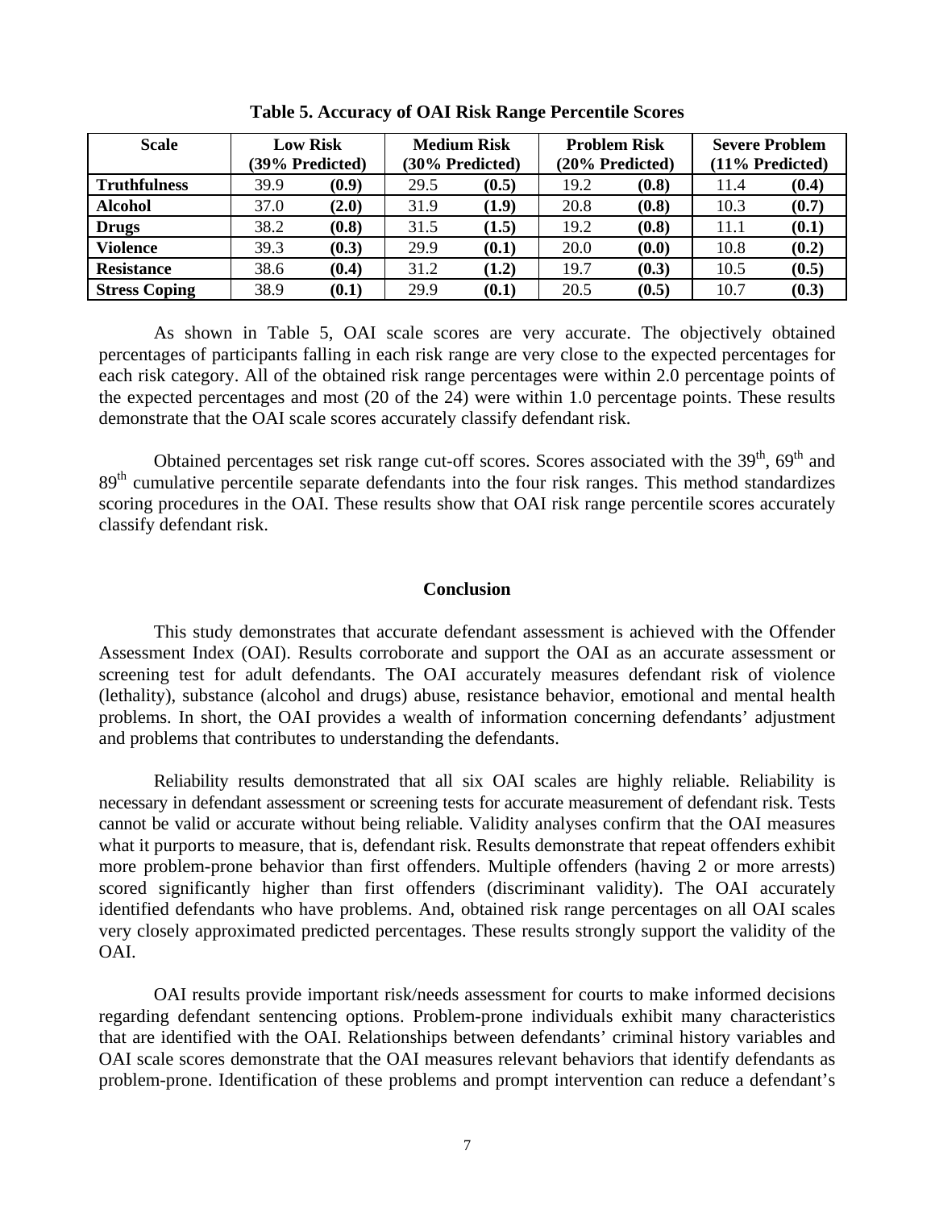**Table 5. Accuracy of OAI Risk Range Percentile Scores**

| Scale | Low Risk (39% Predicted) | | Medium Risk (30% Predicted) | | Problem Risk (20% Predicted) | | Severe Problem (11% Predicted) | |
|---|---|---|---|---|---|---|---|---|
| **Truthfulness** | 39.9 | **(0.9)** | 29.5 | **(0.5)** | 19.2 | **(0.8)** | 11.4 | **(0.4)** |
| **Alcohol** | 37.0 | **(2.0)** | 31.9 | **(1.9)** | 20.8 | **(0.8)** | 10.3 | **(0.7)** |
| **Drugs** | 38.2 | **(0.8)** | 31.5 | **(1.5)** | 19.2 | **(0.8)** | 11.1 | **(0.1)** |
| **Violence** | 39.3 | **(0.3)** | 29.9 | **(0.1)** | 20.0 | **(0.0)** | 10.8 | **(0.2)** |
| **Resistance** | 38.6 | **(0.4)** | 31.2 | **(1.2)** | 19.7 | **(0.3)** | 10.5 | **(0.5)** |
| **Stress Coping** | 38.9 | **(0.1)** | 29.9 | **(0.1)** | 20.5 | **(0.5)** | 10.7 | **(0.3)** |

As shown in Table 5, OAI scale scores are very accurate. The objectively obtained percentages of participants falling in each risk range are very close to the expected percentages for each risk category. All of the obtained risk range percentages were within 2.0 percentage points of the expected percentages and most (20 of the 24) were within 1.0 percentage points. These results demonstrate that the OAI scale scores accurately classify defendant risk.

Obtained percentages set risk range cut-off scores. Scores associated with the 39th, 69th and 89th cumulative percentile separate defendants into the four risk ranges. This method standardizes scoring procedures in the OAI. These results show that OAI risk range percentile scores accurately classify defendant risk.

## Conclusion

This study demonstrates that accurate defendant assessment is achieved with the Offender Assessment Index (OAI). Results corroborate and support the OAI as an accurate assessment or screening test for adult defendants. The OAI accurately measures defendant risk of violence (lethality), substance (alcohol and drugs) abuse, resistance behavior, emotional and mental health problems. In short, the OAI provides a wealth of information concerning defendants' adjustment and problems that contributes to understanding the defendants.

Reliability results demonstrated that all six OAI scales are highly reliable. Reliability is necessary in defendant assessment or screening tests for accurate measurement of defendant risk. Tests cannot be valid or accurate without being reliable. Validity analyses confirm that the OAI measures what it purports to measure, that is, defendant risk. Results demonstrate that repeat offenders exhibit more problem-prone behavior than first offenders. Multiple offenders (having 2 or more arrests) scored significantly higher than first offenders (discriminant validity). The OAI accurately identified defendants who have problems. And, obtained risk range percentages on all OAI scales very closely approximated predicted percentages. These results strongly support the validity of the OAI.

OAI results provide important risk/needs assessment for courts to make informed decisions regarding defendant sentencing options. Problem-prone individuals exhibit many characteristics that are identified with the OAI. Relationships between defendants' criminal history variables and OAI scale scores demonstrate that the OAI measures relevant behaviors that identify defendants as problem-prone. Identification of these problems and prompt intervention can reduce a defendant's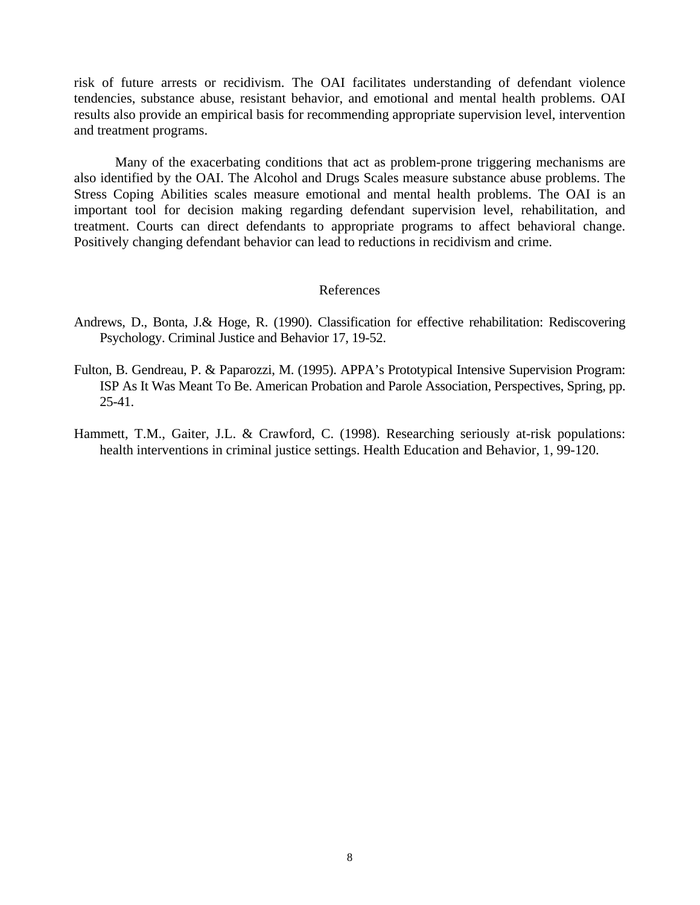risk of future arrests or recidivism. The OAI facilitates understanding of defendant violence tendencies, substance abuse, resistant behavior, and emotional and mental health problems. OAI results also provide an empirical basis for recommending appropriate supervision level, intervention and treatment programs.

Many of the exacerbating conditions that act as problem-prone triggering mechanisms are also identified by the OAI. The Alcohol and Drugs Scales measure substance abuse problems. The Stress Coping Abilities scales measure emotional and mental health problems. The OAI is an important tool for decision making regarding defendant supervision level, rehabilitation, and treatment. Courts can direct defendants to appropriate programs to affect behavioral change. Positively changing defendant behavior can lead to reductions in recidivism and crime.

## References

Andrews, D., Bonta, J.& Hoge, R. (1990). Classification for effective rehabilitation: Rediscovering Psychology. Criminal Justice and Behavior 17, 19-52.

Fulton, B. Gendreau, P. & Paparozzi, M. (1995). APPA's Prototypical Intensive Supervision Program: ISP As It Was Meant To Be. American Probation and Parole Association, Perspectives, Spring, pp. 25-41.

Hammett, T.M., Gaiter, J.L. & Crawford, C. (1998). Researching seriously at-risk populations: health interventions in criminal justice settings. Health Education and Behavior, 1, 99-120.